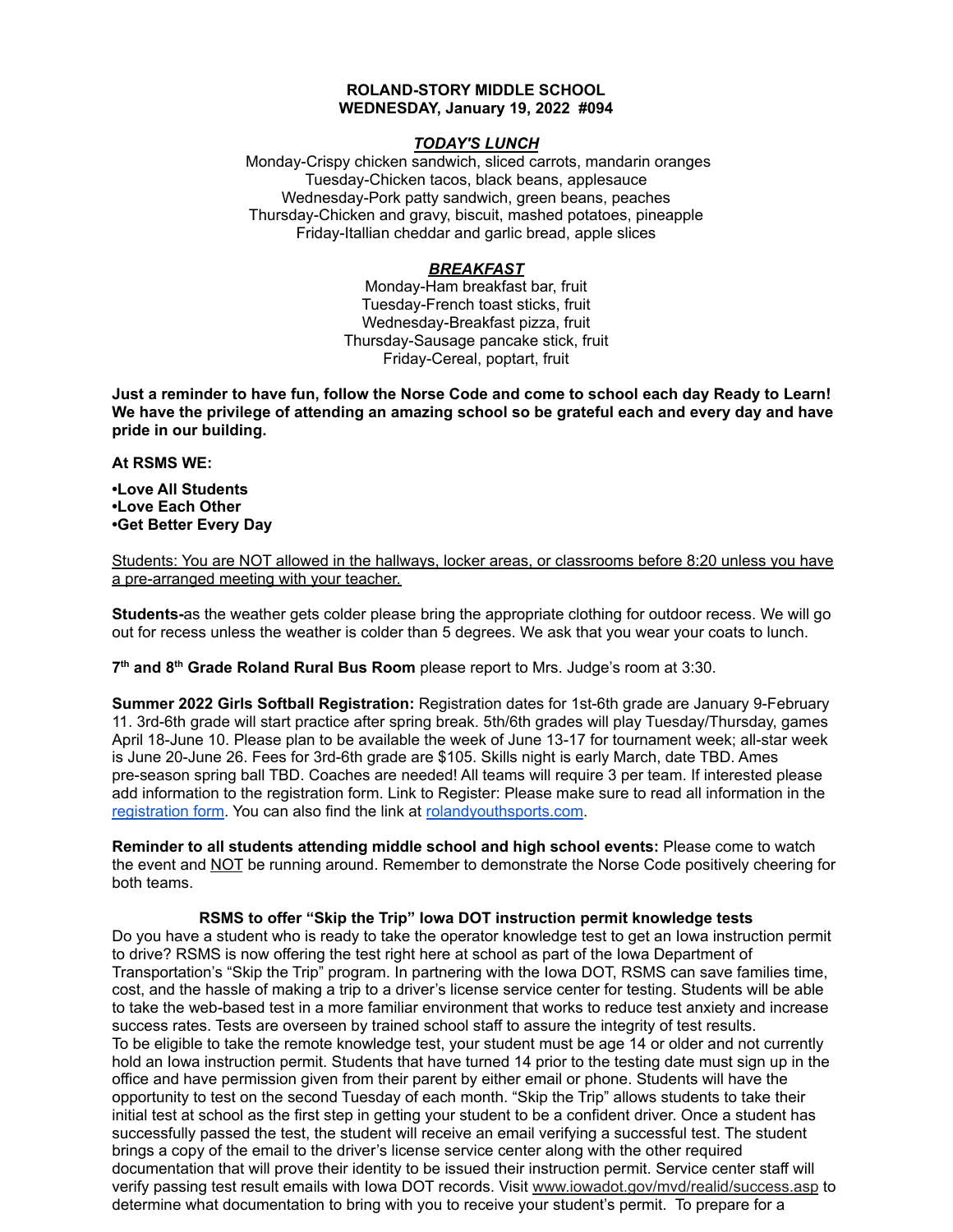**ROLAND-STORY MIDDLE SCHOOL**
**WEDNESDAY, January 19, 2022 #094**

***TODAY'S LUNCH***

Monday-Crispy chicken sandwich, sliced carrots, mandarin oranges
Tuesday-Chicken tacos, black beans, applesauce
Wednesday-Pork patty sandwich, green beans, peaches
Thursday-Chicken and gravy, biscuit, mashed potatoes, pineapple
Friday-Itallian cheddar and garlic bread, apple slices

***BREAKFAST***

Monday-Ham breakfast bar, fruit
Tuesday-French toast sticks, fruit
Wednesday-Breakfast pizza, fruit
Thursday-Sausage pancake stick, fruit
Friday-Cereal, poptart, fruit

**Just a reminder to have fun, follow the Norse Code and come to school each day Ready to Learn! We have the privilege of attending an amazing school so be grateful each and every day and have pride in our building.**

**At RSMS WE:**

**•Love All Students**
**•Love Each Other**
**•Get Better Every Day**

Students: You are NOT allowed in the hallways, locker areas, or classrooms before 8:20 unless you have a pre-arranged meeting with your teacher.

**Students-**as the weather gets colder please bring the appropriate clothing for outdoor recess. We will go out for recess unless the weather is colder than 5 degrees. We ask that you wear your coats to lunch.

**7th and 8th Grade Roland Rural Bus Room** please report to Mrs. Judge's room at 3:30.

**Summer 2022 Girls Softball Registration:** Registration dates for 1st-6th grade are January 9-February 11. 3rd-6th grade will start practice after spring break. 5th/6th grades will play Tuesday/Thursday, games April 18-June 10. Please plan to be available the week of June 13-17 for tournament week; all-star week is June 20-June 26. Fees for 3rd-6th grade are $105. Skills night is early March, date TBD. Ames pre-season spring ball TBD. Coaches are needed! All teams will require 3 per team. If interested please add information to the registration form. Link to Register: Please make sure to read all information in the registration form. You can also find the link at rolandyouthsports.com.

**Reminder to all students attending middle school and high school events:** Please come to watch the event and NOT be running around. Remember to demonstrate the Norse Code positively cheering for both teams.

**RSMS to offer "Skip the Trip" Iowa DOT instruction permit knowledge tests**

Do you have a student who is ready to take the operator knowledge test to get an Iowa instruction permit to drive? RSMS is now offering the test right here at school as part of the Iowa Department of Transportation's "Skip the Trip" program. In partnering with the Iowa DOT, RSMS can save families time, cost, and the hassle of making a trip to a driver's license service center for testing. Students will be able to take the web-based test in a more familiar environment that works to reduce test anxiety and increase success rates. Tests are overseen by trained school staff to assure the integrity of test results.
To be eligible to take the remote knowledge test, your student must be age 14 or older and not currently hold an Iowa instruction permit. Students that have turned 14 prior to the testing date must sign up in the office and have permission given from their parent by either email or phone. Students will have the opportunity to test on the second Tuesday of each month. "Skip the Trip" allows students to take their initial test at school as the first step in getting your student to be a confident driver. Once a student has successfully passed the test, the student will receive an email verifying a successful test. The student brings a copy of the email to the driver's license service center along with the other required documentation that will prove their identity to be issued their instruction permit. Service center staff will verify passing test result emails with Iowa DOT records. Visit www.iowadot.gov/mvd/realid/success.asp to determine what documentation to bring with you to receive your student's permit. To prepare for a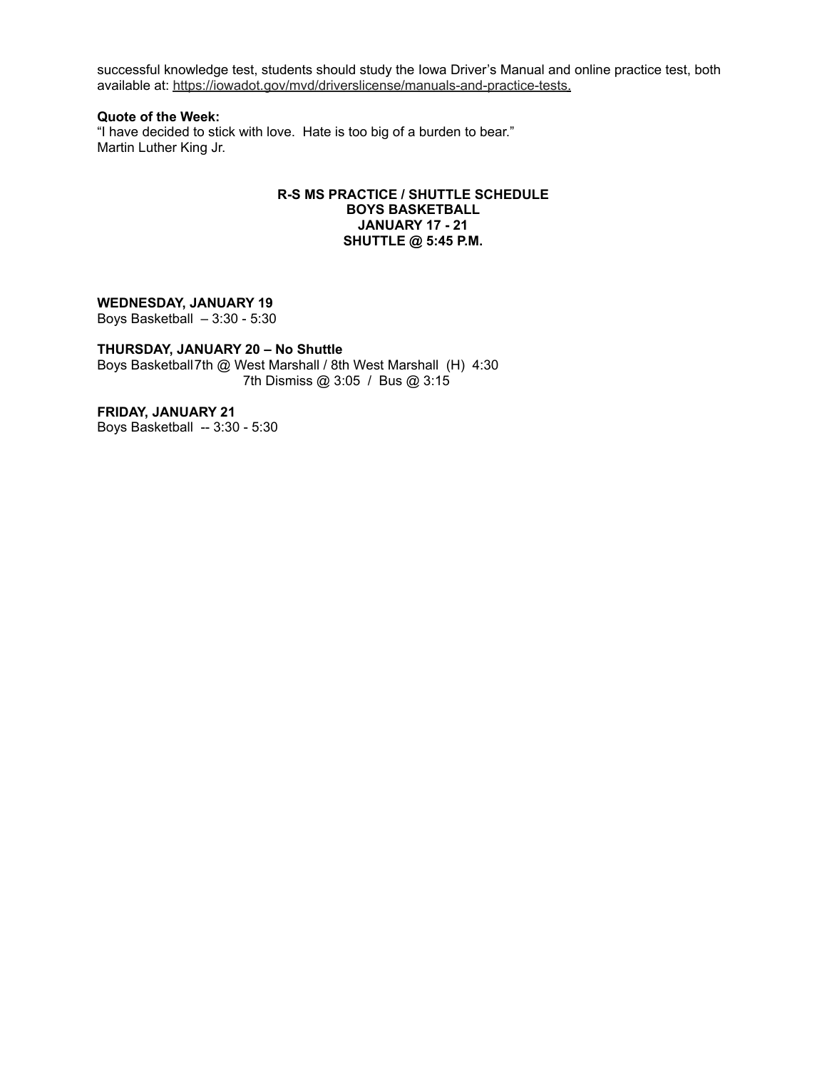successful knowledge test, students should study the Iowa Driver's Manual and online practice test, both available at: https://iowadot.gov/mvd/driverslicense/manuals-and-practice-tests.

**Quote of the Week:**
"I have decided to stick with love. Hate is too big of a burden to bear."
Martin Luther King Jr.

**R-S MS PRACTICE / SHUTTLE SCHEDULE**
**BOYS BASKETBALL**
**JANUARY 17 - 21**
**SHUTTLE @ 5:45 P.M.**

**WEDNESDAY, JANUARY 19**
Boys Basketball – 3:30 - 5:30

**THURSDAY, JANUARY 20 – No Shuttle**
Boys Basketball7th @ West Marshall / 8th West Marshall (H) 4:30
7th Dismiss @ 3:05 / Bus @ 3:15

**FRIDAY, JANUARY 21**
Boys Basketball -- 3:30 - 5:30